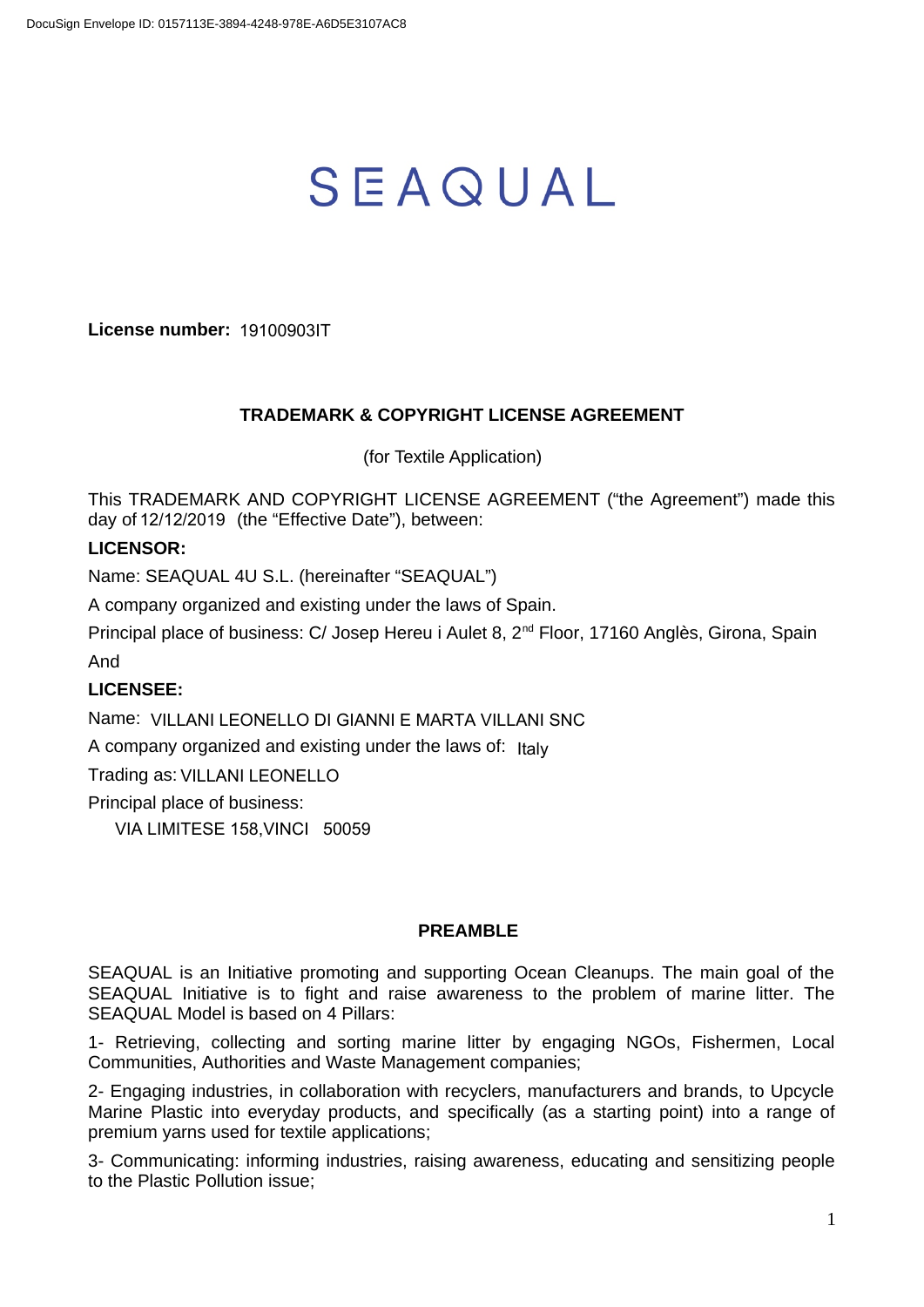DocuSign Envelope ID: 0157113E-3894-4248-978E-A6D5E3107AC8

# SEAQUAL

**License number:** 19100903IT

## TRADEMARK & COPYRIGHT LICENSE AGREEMENT

(for Textile Application)

This TRADEMARK AND COPYRIGHT LICENSE AGREEMENT ("the Agreement") made this day of 12/12/2019 (the "Effective Date"), between:

**LICENSOR:**

Name: SEAQUAL 4U S.L. (hereinafter "SEAQUAL")

A company organized and existing under the laws of Spain.

Principal place of business: C/ Josep Hereu i Aulet 8, 2nd Floor, 17160 Anglès, Girona, Spain

And

**LICENSEE:**

Name: VILLANI LEONELLO DI GIANNI E MARTA VILLANI SNC

A company organized and existing under the laws of: Italy

Trading as: VILLANI LEONELLO

Principal place of business:

VIA LIMITESE 158,VINCI 50059

## PREAMBLE

SEAQUAL is an Initiative promoting and supporting Ocean Cleanups. The main goal of the SEAQUAL Initiative is to fight and raise awareness to the problem of marine litter. The SEAQUAL Model is based on 4 Pillars:

1- Retrieving, collecting and sorting marine litter by engaging NGOs, Fishermen, Local Communities, Authorities and Waste Management companies;

2- Engaging industries, in collaboration with recyclers, manufacturers and brands, to Upcycle Marine Plastic into everyday products, and specifically (as a starting point) into a range of premium yarns used for textile applications;

3- Communicating: informing industries, raising awareness, educating and sensitizing people to the Plastic Pollution issue;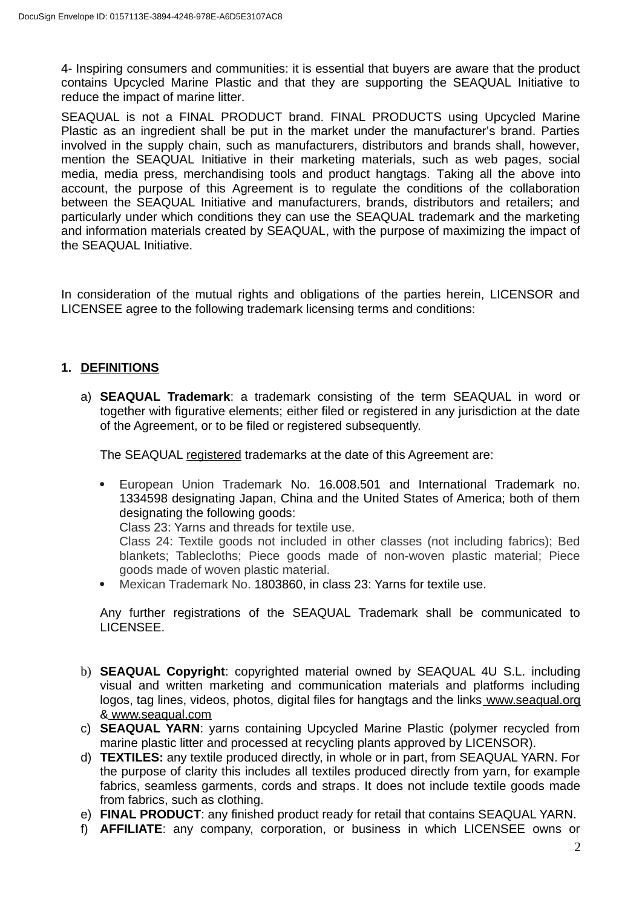4- Inspiring consumers and communities: it is essential that buyers are aware that the product contains Upcycled Marine Plastic and that they are supporting the SEAQUAL Initiative to reduce the impact of marine litter.

SEAQUAL is not a FINAL PRODUCT brand. FINAL PRODUCTS using Upcycled Marine Plastic as an ingredient shall be put in the market under the manufacturer's brand. Parties involved in the supply chain, such as manufacturers, distributors and brands shall, however, mention the SEAQUAL Initiative in their marketing materials, such as web pages, social media, media press, merchandising tools and product hangtags. Taking all the above into account, the purpose of this Agreement is to regulate the conditions of the collaboration between the SEAQUAL Initiative and manufacturers, brands, distributors and retailers; and particularly under which conditions they can use the SEAQUAL trademark and the marketing and information materials created by SEAQUAL, with the purpose of maximizing the impact of the SEAQUAL Initiative.

In consideration of the mutual rights and obligations of the parties herein, LICENSOR and LICENSEE agree to the following trademark licensing terms and conditions:

## 1. DEFINITIONS

a) **SEAQUAL Trademark**: a trademark consisting of the term SEAQUAL in word or together with figurative elements; either filed or registered in any jurisdiction at the date of the Agreement, or to be filed or registered subsequently.

   The SEAQUAL registered trademarks at the date of this Agreement are:

   - European Union Trademark No. 16.008.501 and International Trademark no. 1334598 designating Japan, China and the United States of America; both of them designating the following goods:
     Class 23: Yarns and threads for textile use.
     Class 24: Textile goods not included in other classes (not including fabrics); Bed blankets; Tablecloths; Piece goods made of non-woven plastic material; Piece goods made of woven plastic material.
   - Mexican Trademark No. 1803860, in class 23: Yarns for textile use.

   Any further registrations of the SEAQUAL Trademark shall be communicated to LICENSEE.

b) **SEAQUAL Copyright**: copyrighted material owned by SEAQUAL 4U S.L. including visual and written marketing and communication materials and platforms including logos, tag lines, videos, photos, digital files for hangtags and the links www.seaqual.org & www.seaqual.com

c) **SEAQUAL YARN**: yarns containing Upcycled Marine Plastic (polymer recycled from marine plastic litter and processed at recycling plants approved by LICENSOR).

d) **TEXTILES:** any textile produced directly, in whole or in part, from SEAQUAL YARN. For the purpose of clarity this includes all textiles produced directly from yarn, for example fabrics, seamless garments, cords and straps. It does not include textile goods made from fabrics, such as clothing.

e) **FINAL PRODUCT**: any finished product ready for retail that contains SEAQUAL YARN.

f) **AFFILIATE**: any company, corporation, or business in which LICENSEE owns or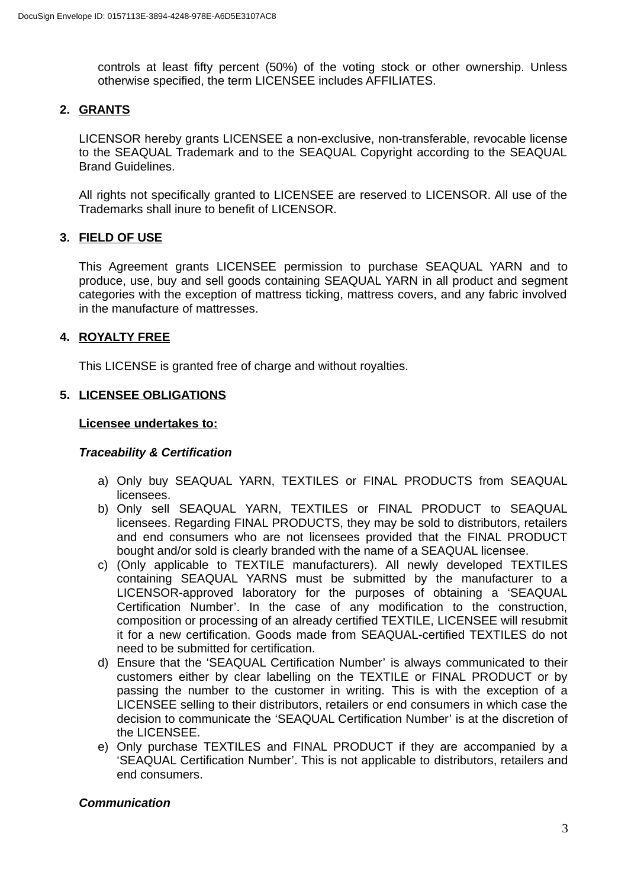controls at least fifty percent (50%) of the voting stock or other ownership. Unless otherwise specified, the term LICENSEE includes AFFILIATES.

## 2. GRANTS

LICENSOR hereby grants LICENSEE a non-exclusive, non-transferable, revocable license to the SEAQUAL Trademark and to the SEAQUAL Copyright according to the SEAQUAL Brand Guidelines.

All rights not specifically granted to LICENSEE are reserved to LICENSOR. All use of the Trademarks shall inure to benefit of LICENSOR.

## 3. FIELD OF USE

This Agreement grants LICENSEE permission to purchase SEAQUAL YARN and to produce, use, buy and sell goods containing SEAQUAL YARN in all product and segment categories with the exception of mattress ticking, mattress covers, and any fabric involved in the manufacture of mattresses.

## 4. ROYALTY FREE

This LICENSE is granted free of charge and without royalties.

## 5. LICENSEE OBLIGATIONS

**Licensee undertakes to:**

***Traceability & Certification***

a) Only buy SEAQUAL YARN, TEXTILES or FINAL PRODUCTS from SEAQUAL licensees.
b) Only sell SEAQUAL YARN, TEXTILES or FINAL PRODUCT to SEAQUAL licensees. Regarding FINAL PRODUCTS, they may be sold to distributors, retailers and end consumers who are not licensees provided that the FINAL PRODUCT bought and/or sold is clearly branded with the name of a SEAQUAL licensee.
c) (Only applicable to TEXTILE manufacturers). All newly developed TEXTILES containing SEAQUAL YARNS must be submitted by the manufacturer to a LICENSOR-approved laboratory for the purposes of obtaining a 'SEAQUAL Certification Number'. In the case of any modification to the construction, composition or processing of an already certified TEXTILE, LICENSEE will resubmit it for a new certification. Goods made from SEAQUAL-certified TEXTILES do not need to be submitted for certification.
d) Ensure that the 'SEAQUAL Certification Number' is always communicated to their customers either by clear labelling on the TEXTILE or FINAL PRODUCT or by passing the number to the customer in writing. This is with the exception of a LICENSEE selling to their distributors, retailers or end consumers in which case the decision to communicate the 'SEAQUAL Certification Number' is at the discretion of the LICENSEE.
e) Only purchase TEXTILES and FINAL PRODUCT if they are accompanied by a 'SEAQUAL Certification Number'. This is not applicable to distributors, retailers and end consumers.

***Communication***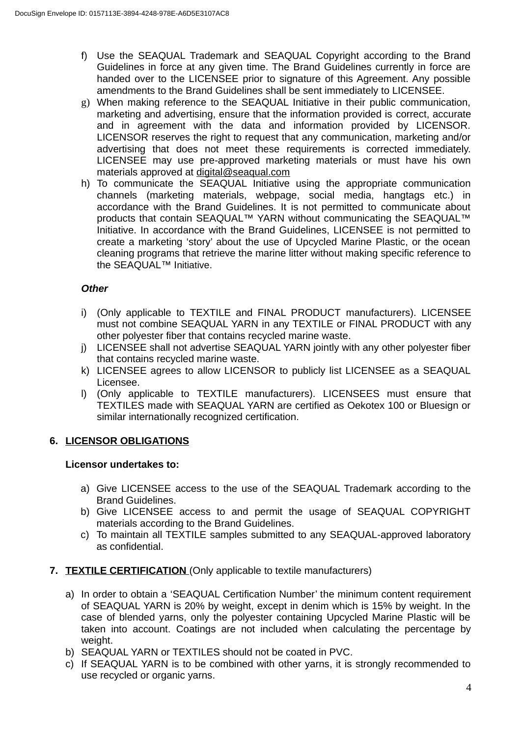f) Use the SEAQUAL Trademark and SEAQUAL Copyright according to the Brand Guidelines in force at any given time. The Brand Guidelines currently in force are handed over to the LICENSEE prior to signature of this Agreement. Any possible amendments to the Brand Guidelines shall be sent immediately to LICENSEE.

g) When making reference to the SEAQUAL Initiative in their public communication, marketing and advertising, ensure that the information provided is correct, accurate and in agreement with the data and information provided by LICENSOR. LICENSOR reserves the right to request that any communication, marketing and/or advertising that does not meet these requirements is corrected immediately. LICENSEE may use pre-approved marketing materials or must have his own materials approved at digital@seaqual.com

h) To communicate the SEAQUAL Initiative using the appropriate communication channels (marketing materials, webpage, social media, hangtags etc.) in accordance with the Brand Guidelines. It is not permitted to communicate about products that contain SEAQUAL™ YARN without communicating the SEAQUAL™ Initiative. In accordance with the Brand Guidelines, LICENSEE is not permitted to create a marketing 'story' about the use of Upcycled Marine Plastic, or the ocean cleaning programs that retrieve the marine litter without making specific reference to the SEAQUAL™ Initiative.

***Other***

i) (Only applicable to TEXTILE and FINAL PRODUCT manufacturers). LICENSEE must not combine SEAQUAL YARN in any TEXTILE or FINAL PRODUCT with any other polyester fiber that contains recycled marine waste.

j) LICENSEE shall not advertise SEAQUAL YARN jointly with any other polyester fiber that contains recycled marine waste.

k) LICENSEE agrees to allow LICENSOR to publicly list LICENSEE as a SEAQUAL Licensee.

l) (Only applicable to TEXTILE manufacturers). LICENSEES must ensure that TEXTILES made with SEAQUAL YARN are certified as Oekotex 100 or Bluesign or similar internationally recognized certification.

## 6. LICENSOR OBLIGATIONS

**Licensor undertakes to:**

a) Give LICENSEE access to the use of the SEAQUAL Trademark according to the Brand Guidelines.

b) Give LICENSEE access to and permit the usage of SEAQUAL COPYRIGHT materials according to the Brand Guidelines.

c) To maintain all TEXTILE samples submitted to any SEAQUAL-approved laboratory as confidential.

## 7. TEXTILE CERTIFICATION (Only applicable to textile manufacturers)

a) In order to obtain a 'SEAQUAL Certification Number' the minimum content requirement of SEAQUAL YARN is 20% by weight, except in denim which is 15% by weight. In the case of blended yarns, only the polyester containing Upcycled Marine Plastic will be taken into account. Coatings are not included when calculating the percentage by weight.

b) SEAQUAL YARN or TEXTILES should not be coated in PVC.

c) If SEAQUAL YARN is to be combined with other yarns, it is strongly recommended to use recycled or organic yarns.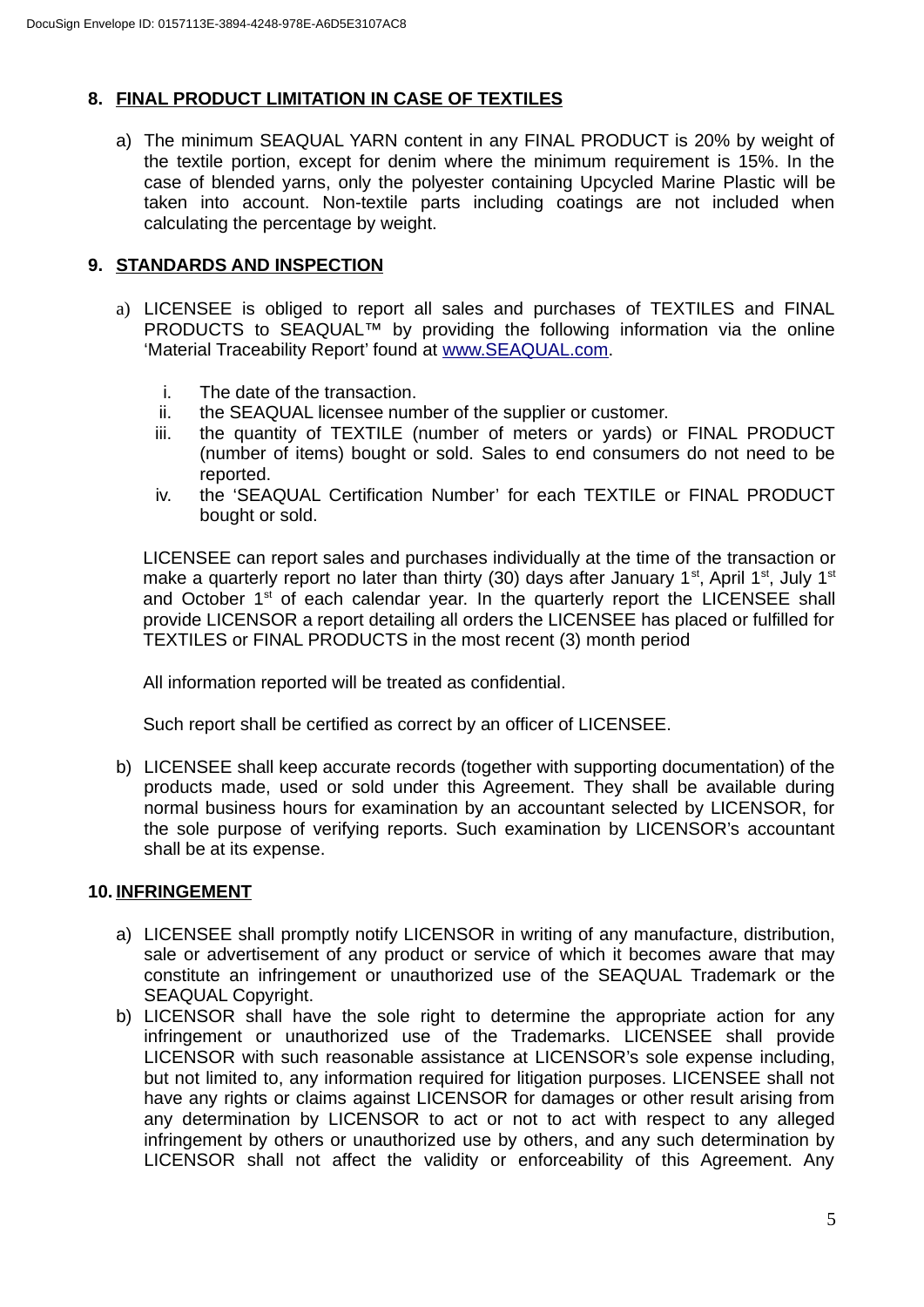## 8. FINAL PRODUCT LIMITATION IN CASE OF TEXTILES

a) The minimum SEAQUAL YARN content in any FINAL PRODUCT is 20% by weight of the textile portion, except for denim where the minimum requirement is 15%. In the case of blended yarns, only the polyester containing Upcycled Marine Plastic will be taken into account. Non-textile parts including coatings are not included when calculating the percentage by weight.

## 9. STANDARDS AND INSPECTION

a) LICENSEE is obliged to report all sales and purchases of TEXTILES and FINAL PRODUCTS to SEAQUAL™ by providing the following information via the online 'Material Traceability Report' found at www.SEAQUAL.com.

   i. The date of the transaction.
   ii. the SEAQUAL licensee number of the supplier or customer.
   iii. the quantity of TEXTILE (number of meters or yards) or FINAL PRODUCT (number of items) bought or sold. Sales to end consumers do not need to be reported.
   iv. the 'SEAQUAL Certification Number' for each TEXTILE or FINAL PRODUCT bought or sold.

   LICENSEE can report sales and purchases individually at the time of the transaction or make a quarterly report no later than thirty (30) days after January 1st, April 1st, July 1st and October 1st of each calendar year. In the quarterly report the LICENSEE shall provide LICENSOR a report detailing all orders the LICENSEE has placed or fulfilled for TEXTILES or FINAL PRODUCTS in the most recent (3) month period

   All information reported will be treated as confidential.

   Such report shall be certified as correct by an officer of LICENSEE.

b) LICENSEE shall keep accurate records (together with supporting documentation) of the products made, used or sold under this Agreement. They shall be available during normal business hours for examination by an accountant selected by LICENSOR, for the sole purpose of verifying reports. Such examination by LICENSOR's accountant shall be at its expense.

## 10. INFRINGEMENT

a) LICENSEE shall promptly notify LICENSOR in writing of any manufacture, distribution, sale or advertisement of any product or service of which it becomes aware that may constitute an infringement or unauthorized use of the SEAQUAL Trademark or the SEAQUAL Copyright.

b) LICENSOR shall have the sole right to determine the appropriate action for any infringement or unauthorized use of the Trademarks. LICENSEE shall provide LICENSOR with such reasonable assistance at LICENSOR's sole expense including, but not limited to, any information required for litigation purposes. LICENSEE shall not have any rights or claims against LICENSOR for damages or other result arising from any determination by LICENSOR to act or not to act with respect to any alleged infringement by others or unauthorized use by others, and any such determination by LICENSOR shall not affect the validity or enforceability of this Agreement. Any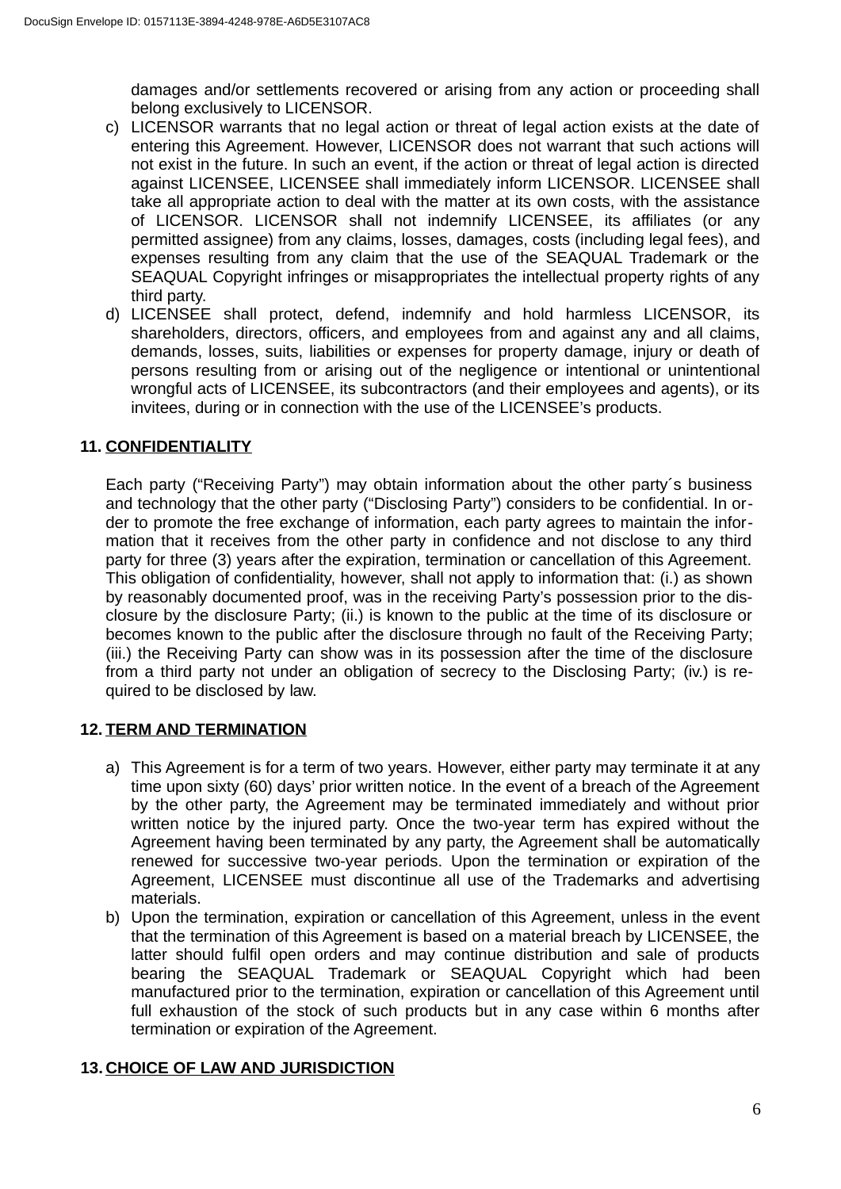damages and/or settlements recovered or arising from any action or proceeding shall belong exclusively to LICENSOR.

c) LICENSOR warrants that no legal action or threat of legal action exists at the date of entering this Agreement. However, LICENSOR does not warrant that such actions will not exist in the future. In such an event, if the action or threat of legal action is directed against LICENSEE, LICENSEE shall immediately inform LICENSOR. LICENSEE shall take all appropriate action to deal with the matter at its own costs, with the assistance of LICENSOR. LICENSOR shall not indemnify LICENSEE, its affiliates (or any permitted assignee) from any claims, losses, damages, costs (including legal fees), and expenses resulting from any claim that the use of the SEAQUAL Trademark or the SEAQUAL Copyright infringes or misappropriates the intellectual property rights of any third party.

d) LICENSEE shall protect, defend, indemnify and hold harmless LICENSOR, its shareholders, directors, officers, and employees from and against any and all claims, demands, losses, suits, liabilities or expenses for property damage, injury or death of persons resulting from or arising out of the negligence or intentional or unintentional wrongful acts of LICENSEE, its subcontractors (and their employees and agents), or its invitees, during or in connection with the use of the LICENSEE's products.

## 11. CONFIDENTIALITY

Each party ("Receiving Party") may obtain information about the other party´s business and technology that the other party ("Disclosing Party") considers to be confidential. In order to promote the free exchange of information, each party agrees to maintain the information that it receives from the other party in confidence and not disclose to any third party for three (3) years after the expiration, termination or cancellation of this Agreement. This obligation of confidentiality, however, shall not apply to information that: (i.) as shown by reasonably documented proof, was in the receiving Party's possession prior to the disclosure by the disclosure Party; (ii.) is known to the public at the time of its disclosure or becomes known to the public after the disclosure through no fault of the Receiving Party; (iii.) the Receiving Party can show was in its possession after the time of the disclosure from a third party not under an obligation of secrecy to the Disclosing Party; (iv.) is required to be disclosed by law.

## 12. TERM AND TERMINATION

a) This Agreement is for a term of two years. However, either party may terminate it at any time upon sixty (60) days' prior written notice. In the event of a breach of the Agreement by the other party, the Agreement may be terminated immediately and without prior written notice by the injured party. Once the two-year term has expired without the Agreement having been terminated by any party, the Agreement shall be automatically renewed for successive two-year periods. Upon the termination or expiration of the Agreement, LICENSEE must discontinue all use of the Trademarks and advertising materials.

b) Upon the termination, expiration or cancellation of this Agreement, unless in the event that the termination of this Agreement is based on a material breach by LICENSEE, the latter should fulfil open orders and may continue distribution and sale of products bearing the SEAQUAL Trademark or SEAQUAL Copyright which had been manufactured prior to the termination, expiration or cancellation of this Agreement until full exhaustion of the stock of such products but in any case within 6 months after termination or expiration of the Agreement.

## 13. CHOICE OF LAW AND JURISDICTION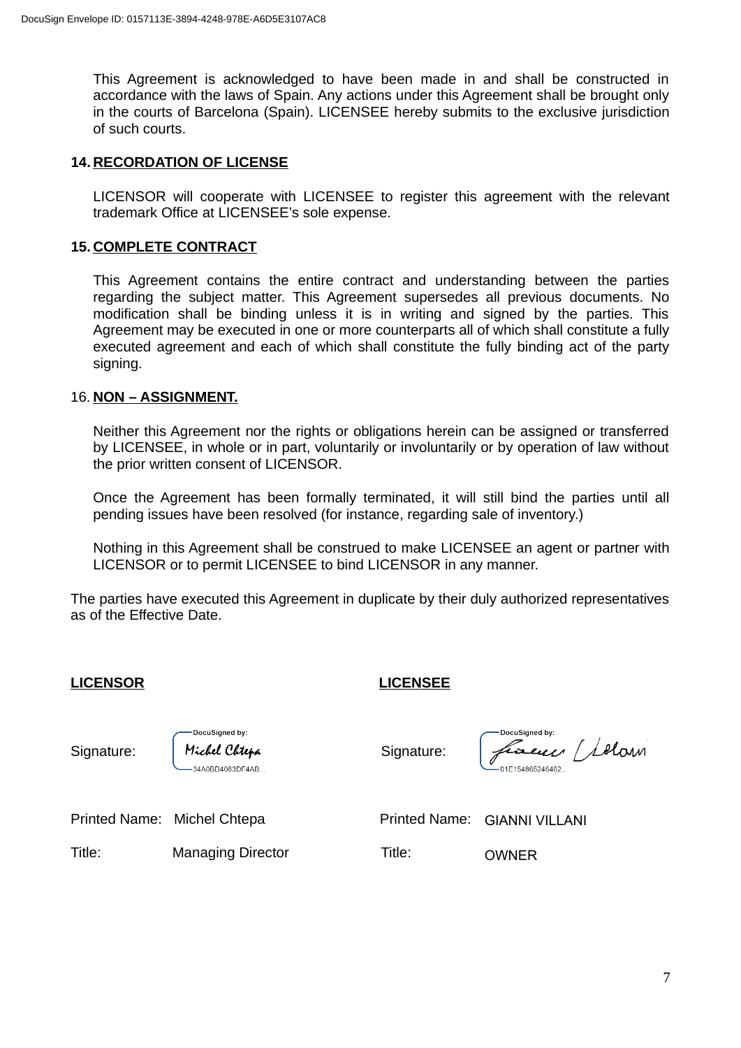This Agreement is acknowledged to have been made in and shall be constructed in accordance with the laws of Spain. Any actions under this Agreement shall be brought only in the courts of Barcelona (Spain). LICENSEE hereby submits to the exclusive jurisdiction of such courts.

## 14. RECORDATION OF LICENSE

LICENSOR will cooperate with LICENSEE to register this agreement with the relevant trademark Office at LICENSEE's sole expense.

## 15. COMPLETE CONTRACT

This Agreement contains the entire contract and understanding between the parties regarding the subject matter. This Agreement supersedes all previous documents. No modification shall be binding unless it is in writing and signed by the parties. This Agreement may be executed in one or more counterparts all of which shall constitute a fully executed agreement and each of which shall constitute the fully binding act of the party signing.

## 16. NON – ASSIGNMENT.

Neither this Agreement nor the rights or obligations herein can be assigned or transferred by LICENSEE, in whole or in part, voluntarily or involuntarily or by operation of law without the prior written consent of LICENSOR.

Once the Agreement has been formally terminated, it will still bind the parties until all pending issues have been resolved (for instance, regarding sale of inventory.)

Nothing in this Agreement shall be construed to make LICENSEE an agent or partner with LICENSOR or to permit LICENSEE to bind LICENSOR in any manner.

The parties have executed this Agreement in duplicate by their duly authorized representatives as of the Effective Date.

| **LICENSOR** | | **LICENSEE** | |
|---|---|---|---|
| Signature: | DocuSigned by: Michel Chtepa 34A0BD4083DF4AB... | Signature: | DocuSigned by: Gianni Villani 01E154865246402... |
| Printed Name: | Michel Chtepa | Printed Name: | GIANNI VILLANI |
| Title: | Managing Director | Title: | OWNER |